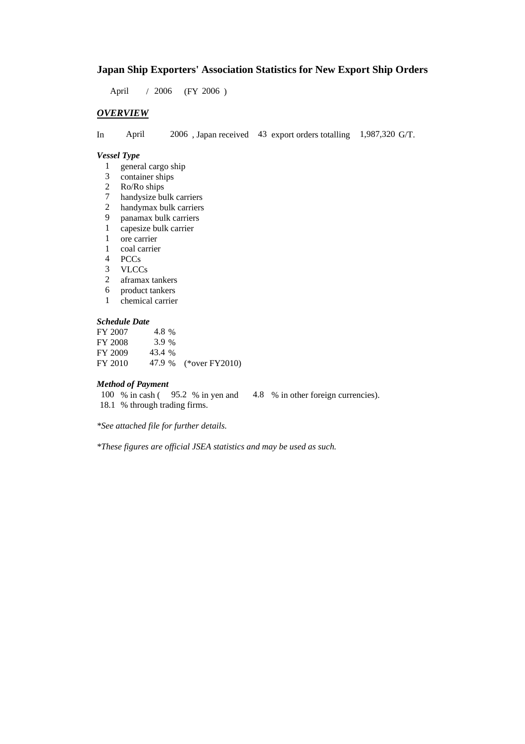# Japan Ship Exporters' Association Statistics for New Export Ship Orders

April / 2006 (FY 2006 )

## *OVERVIEW*

In April 2006 , Japan received 43 export orders totalling 1,987,320 G/T.

### *Vessel Type*

| | |
|---|---|
| 1 | general cargo ship |
| 3 | container ships |
| 2 | Ro/Ro ships |
| 7 | handysize bulk carriers |
| 2 | handymax bulk carriers |
| 9 | panamax bulk carriers |
| 1 | capesize bulk carrier |
| 1 | ore carrier |
| 1 | coal carrier |
| 4 | PCCs |
| 3 | VLCCs |
| 2 | aframax tankers |
| 6 | product tankers |
| 1 | chemical carrier |

### *Schedule Date*

| | | |
|---|---|---|
| FY 2007 | 4.8 % | |
| FY 2008 | 3.9 % | |
| FY 2009 | 43.4 % | |
| FY 2010 | 47.9 % | (*over FY2010) |

### *Method of Payment*

100 % in cash ( 95.2 % in yen and 4.8 % in other foreign currencies).
18.1 % through trading firms.

*See attached file for further details.*

*These figures are official JSEA statistics and may be used as such.*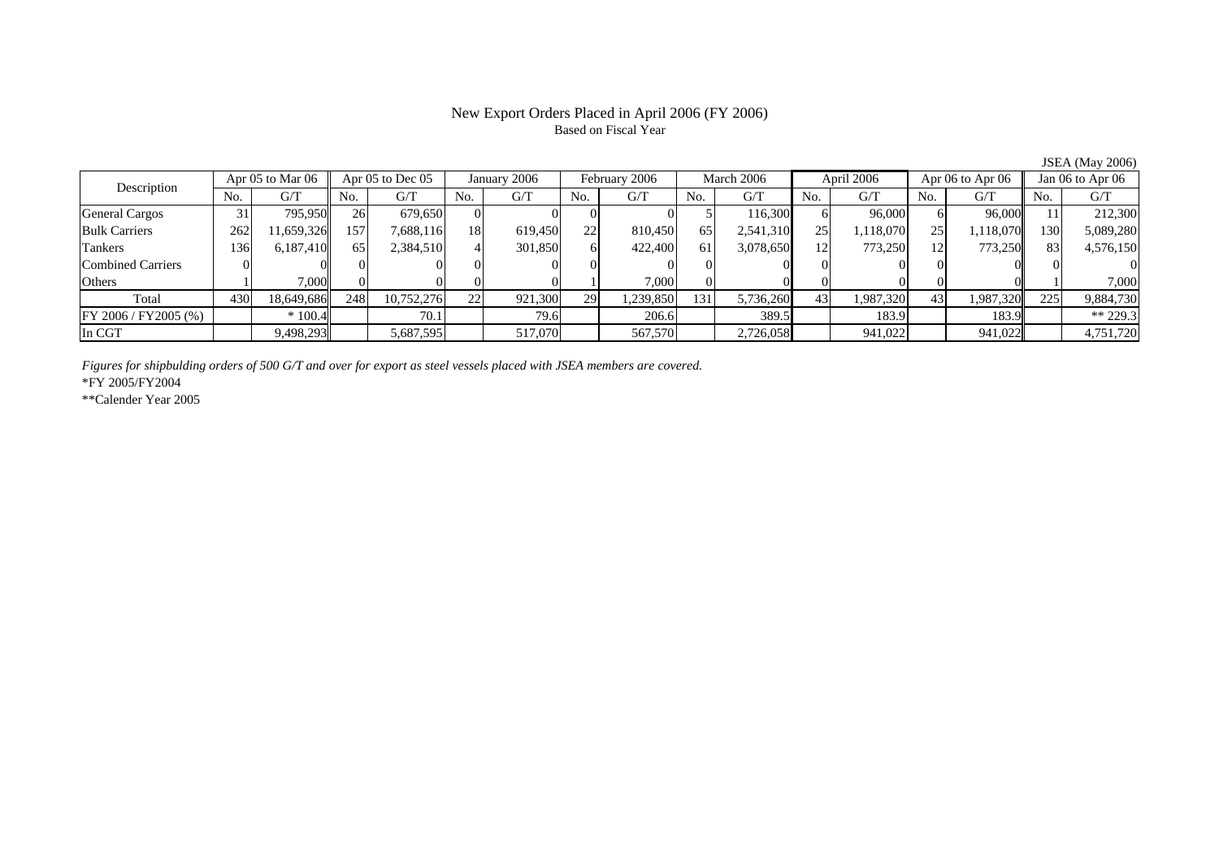# New Export Orders Placed in April 2006 (FY 2006)

Based on Fiscal Year

JSEA (May 2006)

| Description | Apr 05 to Mar 06 | | Apr 05 to Dec 05 | | January 2006 | | February 2006 | | March 2006 | | April 2006 | | Apr 06 to Apr 06 | | Jan 06 to Apr 06 | |
|---|---|---|---|---|---|---|---|---|---|---|---|---|---|---|---|---|
| | No. | G/T | No. | G/T | No. | G/T | No. | G/T | No. | G/T | No. | G/T | No. | G/T | No. | G/T |
| General Cargos | 31 | 795,950 | 26 | 679,650 | 0 | 0 | 0 | 0 | 5 | 116,300 | 6 | 96,000 | 6 | 96,000 | 11 | 212,300 |
| Bulk Carriers | 262 | 11,659,326 | 157 | 7,688,116 | 18 | 619,450 | 22 | 810,450 | 65 | 2,541,310 | 25 | 1,118,070 | 25 | 1,118,070 | 130 | 5,089,280 |
| Tankers | 136 | 6,187,410 | 65 | 2,384,510 | 4 | 301,850 | 6 | 422,400 | 61 | 3,078,650 | 12 | 773,250 | 12 | 773,250 | 83 | 4,576,150 |
| Combined Carriers | 0 | 0 | 0 | 0 | 0 | 0 | 0 | 0 | 0 | 0 | 0 | 0 | 0 | 0 | 0 | 0 |
| Others | 1 | 7,000 | 0 | 0 | 0 | 0 | 1 | 7,000 | 0 | 0 | 0 | 0 | 0 | 0 | 1 | 7,000 |
| Total | 430 | 18,649,686 | 248 | 10,752,276 | 22 | 921,300 | 29 | 1,239,850 | 131 | 5,736,260 | 43 | 1,987,320 | 43 | 1,987,320 | 225 | 9,884,730 |
| FY 2006 / FY2005 (%) | | * 100.4 | | 70.1 | | 79.6 | | 206.6 | | 389.5 | | 183.9 | | 183.9 | | ** 229.3 |
| In CGT | | 9,498,293 | | 5,687,595 | | 517,070 | | 567,570 | | 2,726,058 | | 941,022 | | 941,022 | | 4,751,720 |

*Figures for shipbulding orders of 500 G/T and over for export as steel vessels placed with JSEA members are covered.*

*FY 2005/FY2004

**Calender Year 2005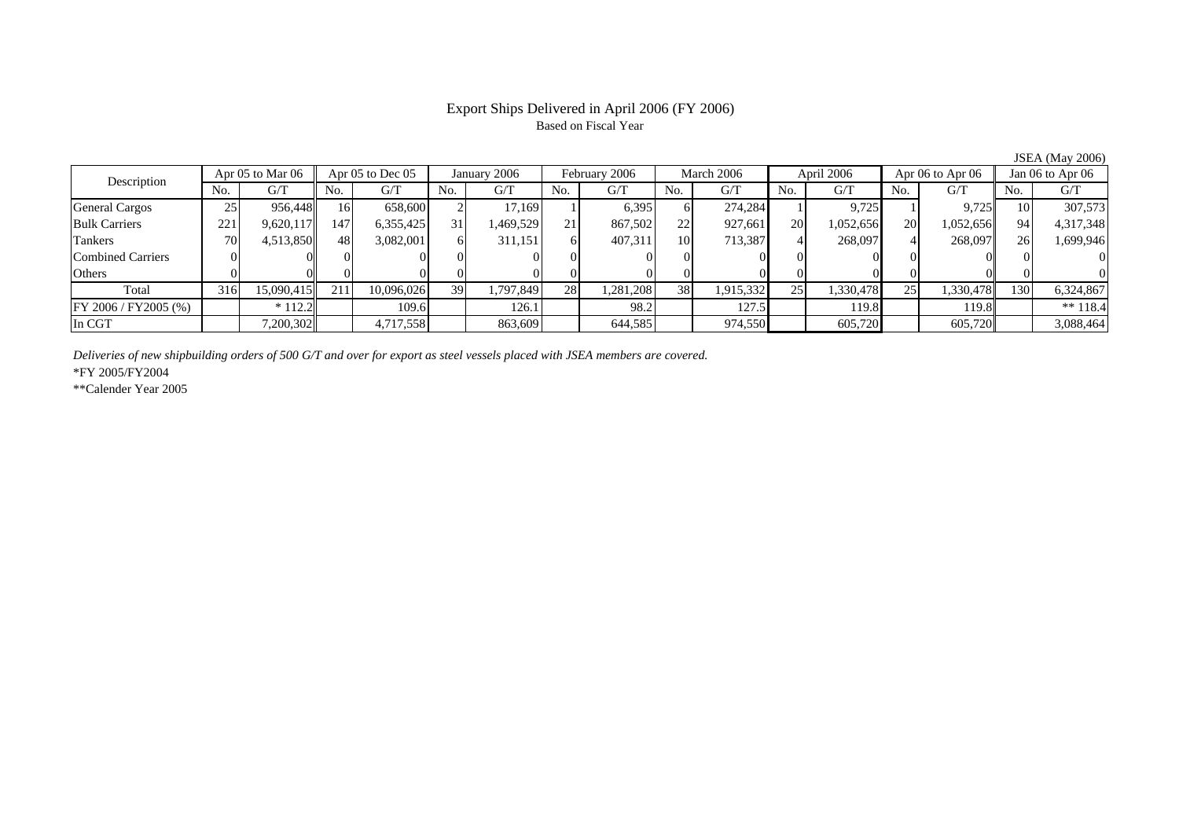# Export Ships Delivered in April 2006 (FY 2006)

Based on Fiscal Year

JSEA (May 2006)

| Description | Apr 05 to Mar 06 | | Apr 05 to Dec 05 | | January 2006 | | February 2006 | | March 2006 | | April 2006 | | Apr 06 to Apr 06 | | Jan 06 to Apr 06 | |
|---|---|---|---|---|---|---|---|---|---|---|---|---|---|---|---|---|
| | No. | G/T | No. | G/T | No. | G/T | No. | G/T | No. | G/T | No. | G/T | No. | G/T | No. | G/T |
| General Cargos | 25 | 956,448 | 16 | 658,600 | 2 | 17,169 | 1 | 6,395 | 6 | 274,284 | 1 | 9,725 | 1 | 9,725 | 10 | 307,573 |
| Bulk Carriers | 221 | 9,620,117 | 147 | 6,355,425 | 31 | 1,469,529 | 21 | 867,502 | 22 | 927,661 | 20 | 1,052,656 | 20 | 1,052,656 | 94 | 4,317,348 |
| Tankers | 70 | 4,513,850 | 48 | 3,082,001 | 6 | 311,151 | 6 | 407,311 | 10 | 713,387 | 4 | 268,097 | 4 | 268,097 | 26 | 1,699,946 |
| Combined Carriers | 0 | 0 | 0 | 0 | 0 | 0 | 0 | 0 | 0 | 0 | 0 | 0 | 0 | 0 | 0 | 0 |
| Others | 0 | 0 | 0 | 0 | 0 | 0 | 0 | 0 | 0 | 0 | 0 | 0 | 0 | 0 | 0 | 0 |
| Total | 316 | 15,090,415 | 211 | 10,096,026 | 39 | 1,797,849 | 28 | 1,281,208 | 38 | 1,915,332 | 25 | 1,330,478 | 25 | 1,330,478 | 130 | 6,324,867 |
| FY 2006 / FY2005 (%) | | * 112.2 | | 109.6 | | 126.1 | | 98.2 | | 127.5 | | 119.8 | | 119.8 | | ** 118.4 |
| In CGT | | 7,200,302 | | 4,717,558 | | 863,609 | | 644,585 | | 974,550 | | 605,720 | | 605,720 | | 3,088,464 |

*Deliveries of new shipbuilding orders of 500 G/T and over for export as steel vessels placed with JSEA members are covered.*

*FY 2005/FY2004

**Calender Year 2005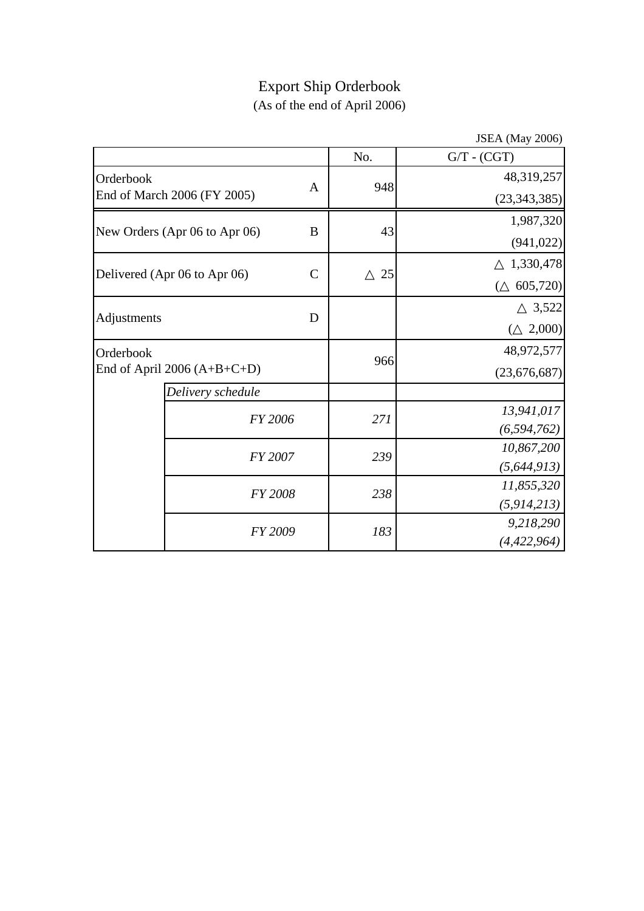# Export Ship Orderbook

(As of the end of April 2006)

JSEA (May 2006)

| | | | No. | G/T - (CGT) |
|---|---|---|---|---|
| Orderbook<br>End of March 2006 (FY 2005) | | A | 948 | 48,319,257<br>(23,343,385) |
| New Orders (Apr 06 to Apr 06) | | B | 43 | 1,987,320<br>(941,022) |
| Delivered (Apr 06 to Apr 06) | | C | △ 25 | △ 1,330,478<br>(△ 605,720) |
| Adjustments | | D | | △ 3,522<br>(△ 2,000) |
| Orderbook<br>End of April 2006 (A+B+C+D) | | | 966 | 48,972,577<br>(23,676,687) |
| | *Delivery schedule* | | | |
| | *FY 2006* | | *271* | *13,941,017*<br>*(6,594,762)* |
| | *FY 2007* | | *239* | *10,867,200*<br>*(5,644,913)* |
| | *FY 2008* | | *238* | *11,855,320*<br>*(5,914,213)* |
| | *FY 2009* | | *183* | *9,218,290*<br>*(4,422,964)* |